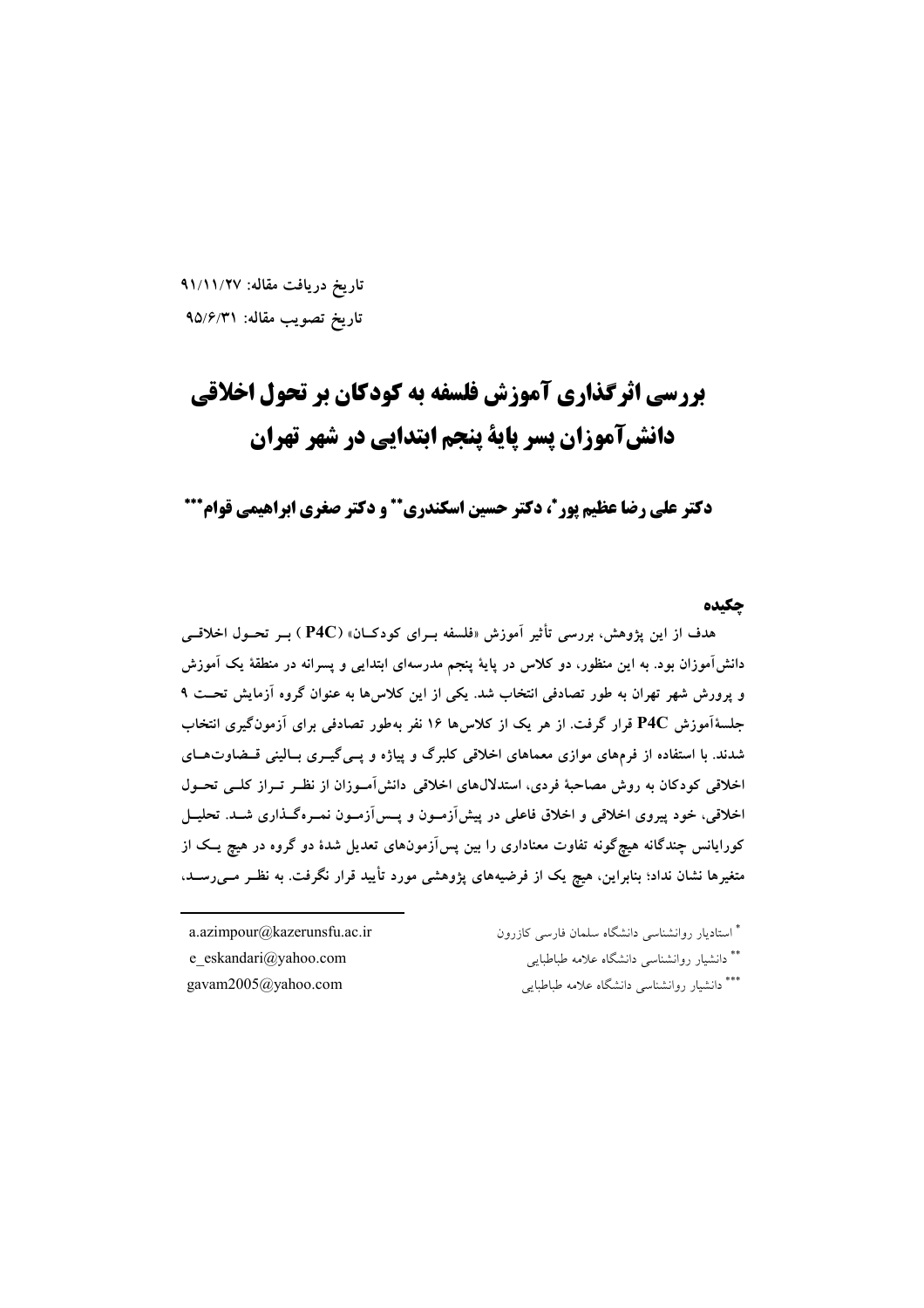تاریخ دریافت مقاله: ۹۱/۱۱/۲۷

تاریخ تصویب مقاله: ۹۵/۶/۳۱

# بررسی اثرگذاری آموزش فلسفه به کودکان بر تحول اخلاقی دانش‌آموزان پسر پایهٔ پنجم ابتدایی در شهر تهران

**دکتر علی رضا عظیم پور\*، دکتر حسین اسکندری\*\* و دکتر صغری ابراهیمی قوام\*\*\***

## چکیده

هدف از این پژوهش، بررسی تأثیر آموزش «فلسفه برای کودکان» (P4C) بر تحول اخلاقی دانش‌آموزان بود. به این منظور، دو کلاس در پایهٔ پنجم مدرسه‌ای ابتدایی و پسرانه در منطقهٔ یک آموزش و پرورش شهر تهران به طور تصادفی انتخاب شد. یکی از این کلاس‌ها به عنوان گروه آزمایش تحت ۹ جلسهٔ‌آموزش P4C قرار گرفت. از هر یک از کلاس‌ها ۱۶ نفر به‌طور تصادفی برای آزمون‌گیری انتخاب شدند. با استفاده از فرم‌های موازی معماهای اخلاقی کلبرگ و پیاژه و پی‌گیری بالینی قضاوت‌های اخلاقی کودکان به روش مصاحبهٔ فردی، استدلال‌های اخلاقی دانش‌آموزان از نظر تراز کلی تحول اخلاقی، خود پیروی اخلاقی و اخلاق فاعلی در پیش‌آزمون و پس‌آزمون نمره‌گذاری شد. تحلیل کورایانس چندگانه هیچ‌گونه تفاوت معناداری را بین پس‌آزمون‌های تعدیل شدهٔ دو گروه در هیچ یک از متغیرها نشان نداد؛ بنابراین، هیچ یک از فرضیه‌های پژوهشی مورد تأیید قرار نگرفت. به نظر می‌رسد،

---

\* استادیار روانشناسی دانشگاه سلمان فارسی کازرون — a.azimpour@kazerunsfu.ac.ir

\*\* دانشیار روانشناسی دانشگاه علامه طباطبایی — e_eskandari@yahoo.com

\*\*\* دانشیار روانشناسی دانشگاه علامه طباطبایی — gavam2005@yahoo.com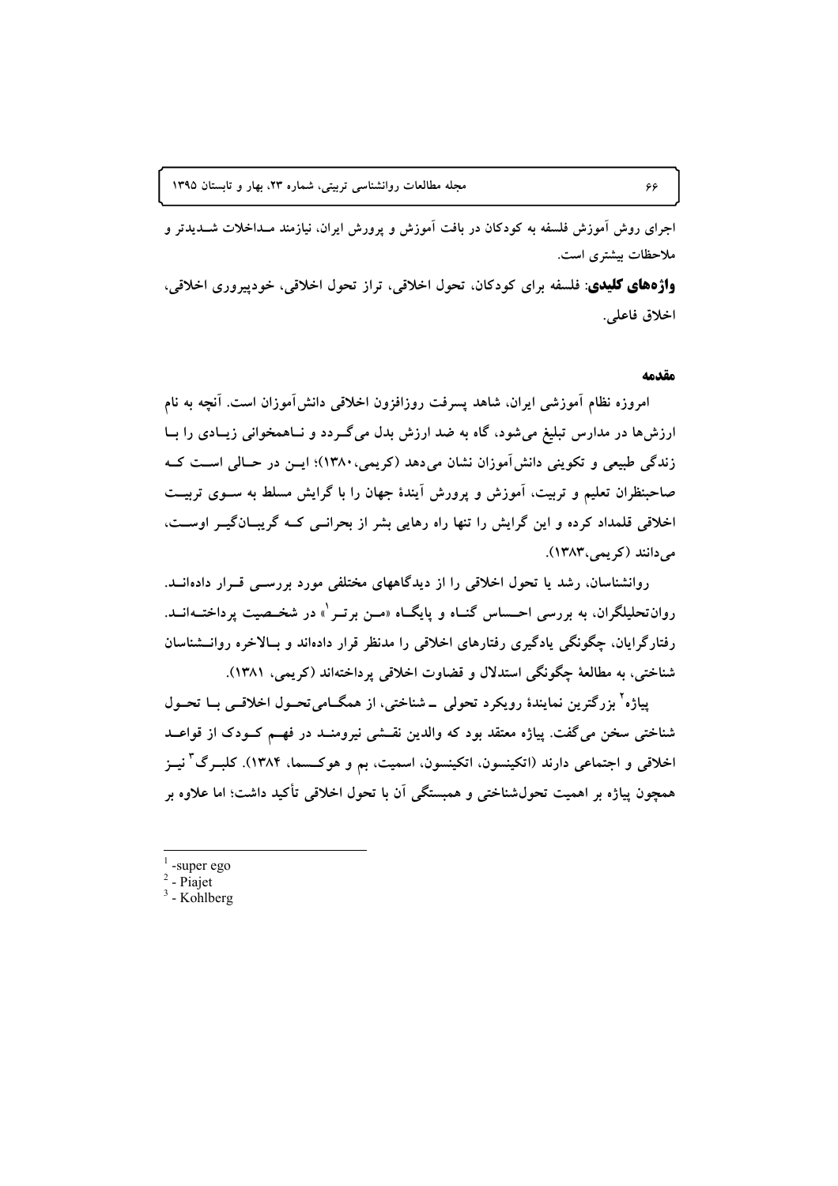اجرای روش آموزش فلسفه به کودکان در بافت آموزش و پرورش ایران، نیازمند مداخلات شدیدتر و ملاحظات بیشتری است.

**واژه‌های کلیدی**: فلسفه برای کودکان، تحول اخلاقی، تراز تحول اخلاقی، خودپیروری اخلاقی، اخلاق فاعلی.

## مقدمه

امروزه نظام آموزشی ایران، شاهد پسرفت روزافزون اخلاقی دانش‌آموزان است. آنچه به نام ارزش‌ها در مدارس تبلیغ می‌شود، گاه به ضد ارزش بدل می‌گردد و ناهمخوانی زیادی را با زندگی طبیعی و تکوینی دانش‌آموزان نشان می‌دهد (کریمی،۱۳۸۰)؛ این در حالی است که صاحبنظران تعلیم و تربیت، آموزش و پرورش آیندهٔ جهان را با گرایش مسلط به سوی تربیت اخلاقی قلمداد کرده و این گرایش را تنها راه رهایی بشر از بحرانی که گریبان‌گیر اوست، می‌دانند (کریمی،۱۳۸۳).

روانشناسان، رشد یا تحول اخلاقی را از دیدگاههای مختلفی مورد بررسی قرار داده‌اند. روان‌تحلیلگران، به بررسی احساس گناه و پایگاه «من برتر[1]» در شخصیت پرداخته‌اند. رفتارگرایان، چگونگی یادگیری رفتارهای اخلاقی را مدنظر قرار داده‌اند و بالاخره روانشناسان شناختی، به مطالعهٔ چگونگی استدلال و قضاوت اخلاقی پرداخته‌اند (کریمی، ۱۳۸۱).

پیاژه[2] بزرگترین نمایندهٔ رویکرد تحولی ـ شناختی، از همگامی‌تحول اخلاقی با تحول شناختی سخن می‌گفت. پیاژه معتقد بود که والدین نقشی نیرومند در فهم کودک از قواعد اخلاقی و اجتماعی دارند (اتکینسون، اتکینسون، اسمیت، بم و هوکسما، ۱۳۸۴). کلبرگ[3] نیز همچون پیاژه بر اهمیت تحول‌شناختی و همبستگی آن با تحول اخلاقی تأکید داشت؛ اما علاوه بر

---

[1] -super ego
[2] - Piajet
[3] - Kohlberg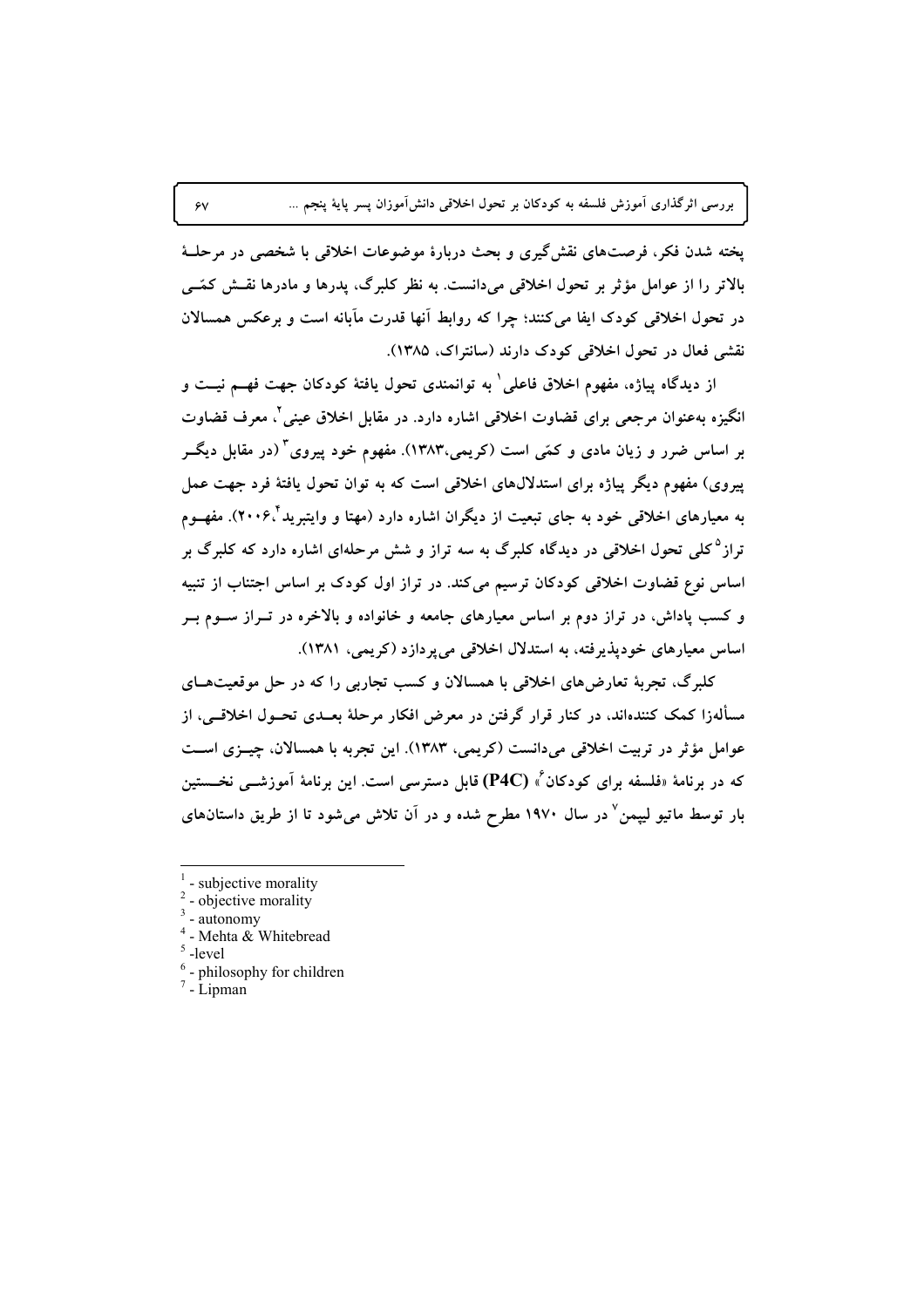پخته شدن فکر، فرصت‌های نقش‌گیری و بحث دربارهٔ موضوعات اخلاقی با شخصی در مرحلهٔ بالاتر را از عوامل مؤثر بر تحول اخلاقی می‌دانست. به نظر کلبرگ، پدرها و مادرها نقش کمّی در تحول اخلاقی کودک ایفا می‌کنند؛ چرا که روابط آنها قدرت مآبانه است و برعکس همسالان نقشی فعال در تحول اخلاقی کودک دارند (سانتراک، ۱۳۸۵).

از دیدگاه پیاژه، مفهوم اخلاق فاعلی[1] به توانمندی تحول یافتهٔ کودکان جهت فهم نیت و انگیزه به‌عنوان مرجعی برای قضاوت اخلاقی اشاره دارد. در مقابل اخلاق عینی[2]، معرف قضاوت بر اساس ضرر و زیان مادی و کمّی است (کریمی،۱۳۸۳). مفهوم خود پیروی[3] (در مقابل دیگر پیروی) مفهوم دیگر پیاژه برای استدلال‌های اخلاقی است که به توان تحول یافتهٔ فرد جهت عمل به معیارهای اخلاقی خود به جای تبعیت از دیگران اشاره دارد (مهتا و وایتبرید[4]،۲۰۰۶). مفهوم تراز[5] کلی تحول اخلاقی در دیدگاه کلبرگ به سه تراز و شش مرحله‌ای اشاره دارد که کلبرگ بر اساس نوع قضاوت اخلاقی کودکان ترسیم می‌کند. در تراز اول کودک بر اساس اجتناب از تنبیه و کسب پاداش، در تراز دوم بر اساس معیارهای جامعه و خانواده و بالاخره در تراز سوم بر اساس معیارهای خودپذیرفته، به استدلال اخلاقی می‌پردازد (کریمی، ۱۳۸۱).

کلبرگ، تجربهٔ تعارض‌های اخلاقی با همسالان و کسب تجاربی را که در حل موقعیت‌های مسأله‌زا کمک کننده‌اند، در کنار قرار گرفتن در معرض افکار مرحلهٔ بعدی تحول اخلاقی، از عوامل مؤثر در تربیت اخلاقی می‌دانست (کریمی، ۱۳۸۳). این تجربه با همسالان، چیزی است که در برنامهٔ «فلسفه برای کودکان[6]» **(P4C)** قابل دسترسی است. این برنامهٔ آموزشی نخستین بار توسط ماتیو لیپمن[7] در سال ۱۹۷۰ مطرح شده و در آن تلاش می‌شود تا از طریق داستان‌های

---

[1] - subjective morality
[2] - objective morality
[3] - autonomy
[4] - Mehta & Whitebread
[5] -level
[6] - philosophy for children
[7] - Lipman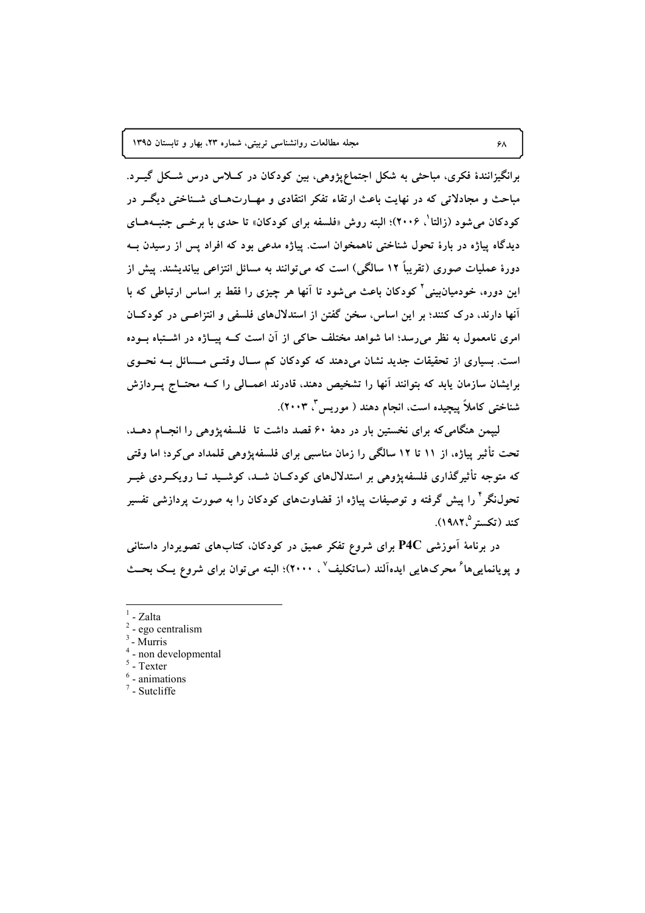برانگیزانندهٔ فکری، مباحثی به شکل اجتماع‌پژوهی، بین کودکان در کلاس درس شکل گیرد. مباحث و مجادلاتی که در نهایت باعث ارتقاء تفکر انتقادی و مهارت‌های شناختی دیگر در کودکان می‌شود (زالتا[1]، ۲۰۰۶)؛ البته روش «فلسفه برای کودکان» تا حدی با برخی جنبه‌های دیدگاه پیاژه در بارهٔ تحول شناختی ناهمخوان است. پیاژه مدعی بود که افراد پس از رسیدن به دورهٔ عملیات صوری (تقریباً ۱۲ سالگی) است که می‌توانند به مسائل انتزاعی بیاندیشند. پیش از این دوره، خودمیان‌بینی[2] کودکان باعث می‌شود تا آنها هر چیزی را فقط بر اساس ارتباطی که با آنها دارند، درک کنند؛ بر این اساس، سخن گفتن از استدلال‌های فلسفی و انتزاعی در کودکان امری نامعمول به نظر می‌رسد؛ اما شواهد مختلف حاکی از آن است که پیاژه در اشتباه بوده است. بسیاری از تحقیقات جدید نشان می‌دهند که کودکان کم سال وقتی مسائل به نحوی برایشان سازمان یابد که بتوانند آنها را تشخیص دهند، قادرند اعمالی را که محتاج پردازش شناختی کاملاً پیچیده است، انجام دهند ( موریس[3]، ۲۰۰۳).

لیپمن هنگامی‌که برای نخستین بار در دههٔ ۶۰ قصد داشت تا فلسفه‌پژوهی را انجام دهد، تحت تأثیر پیاژه، از ۱۱ تا ۱۲ سالگی را زمان مناسبی برای فلسفه‌پژوهی قلمداد می‌کرد؛ اما وقتی که متوجه تأثیرگذاری فلسفه‌پژوهی بر استدلال‌های کودکان شد، کوشید تا رویکردی غیر تحول‌نگر[4] را پیش گرفته و توصیفات پیاژه از قضاوت‌های کودکان را به صورت پردازشی تفسیر کند (تکستر[5]،۱۹۸۲).

در برنامهٔ آموزشی **P4C** برای شروع تفکر عمیق در کودکان، کتاب‌های تصویردار داستانی و پویانمایی‌ها[6] محرک‌هایی ایده‌آلند (ساتکلیف[7] ، ۲۰۰۰)؛ البته می‌توان برای شروع یک بحث

---

[1] - Zalta
[2] - ego centralism
[3] - Murris
[4] - non developmental
[5] - Texter
[6] - animations
[7] - Sutcliffe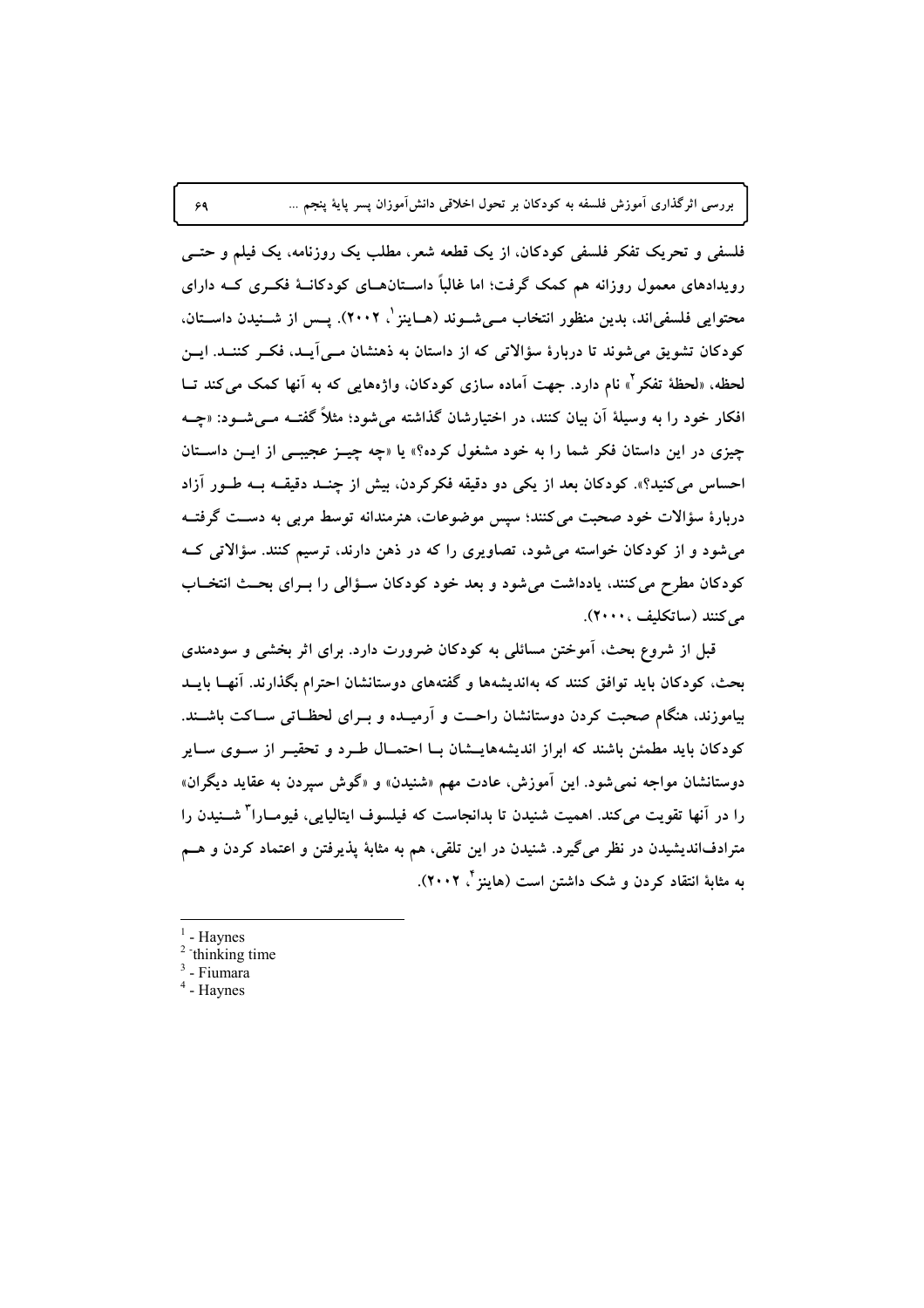فلسفی و تحریک تفکر فلسفی کودکان، از یک قطعه شعر، مطلب یک روزنامه، یک فیلم و حتی رویدادهای معمول روزانه هم کمک گرفت؛ اما غالباً داستان‌های کودکانهٔ فکری که دارای محتوایی فلسفی‌اند، بدین منظور انتخاب می‌شوند (هاینز[1]، ۲۰۰۲). پس از شنیدن داستان، کودکان تشویق می‌شوند تا دربارهٔ سؤالاتی که از داستان به ذهنشان می‌آید، فکر کنند. این لحظه، «لحظهٔ تفکر[2]» نام دارد. جهت آماده سازی کودکان، واژه‌هایی که به آنها کمک می‌کند تا افکار خود را به وسیلهٔ آن بیان کنند، در اختیارشان گذاشته می‌شود؛ مثلاً گفته می‌شود: «چه چیزی در این داستان فکر شما را به خود مشغول کرده؟» یا «چه چیز عجیبی از این داستان احساس می‌کنید؟». کودکان بعد از یکی دو دقیقه فکرکردن، بیش از چند دقیقه به طور آزاد دربارهٔ سؤالات خود صحبت می‌کنند؛ سپس موضوعات، هنرمندانه توسط مربی به دست گرفته می‌شود و از کودکان خواسته می‌شود، تصاویری را که در ذهن دارند، ترسیم کنند. سؤالاتی که کودکان مطرح می‌کنند، یادداشت می‌شود و بعد خود کودکان سؤالی را برای بحث انتخاب می‌کنند (ساتکلیف، ۲۰۰۰).

قبل از شروع بحث، آموختن مسائلی به کودکان ضرورت دارد. برای اثر بخشی و سودمندی بحث، کودکان باید توافق کنند که به‌اندیشه‌ها و گفته‌های دوستانشان احترام بگذارند. آنها باید بیاموزند، هنگام صحبت کردن دوستانشان راحت و آرمیده و برای لحظاتی ساکت باشند. کودکان باید مطمئن باشند که ابراز اندیشه‌هایشان با احتمال طرد و تحقیر از سوی سایر دوستانشان مواجه نمی‌شود. این آموزش، عادت مهم «شنیدن» و «گوش سپردن به عقاید دیگران» را در آنها تقویت می‌کند. اهمیت شنیدن تا بدانجاست که فیلسوف ایتالیایی، فیومارا[3] شنیدن را مترادف‌اندیشیدن در نظر می‌گیرد. شنیدن در این تلقی، هم به مثابهٔ پذیرفتن و اعتماد کردن و هم به مثابهٔ انتقاد کردن و شک داشتن است (هاینز[4]، ۲۰۰۲).

---

[1] - Haynes

[2] - thinking time

[3] - Fiumara

[4] - Haynes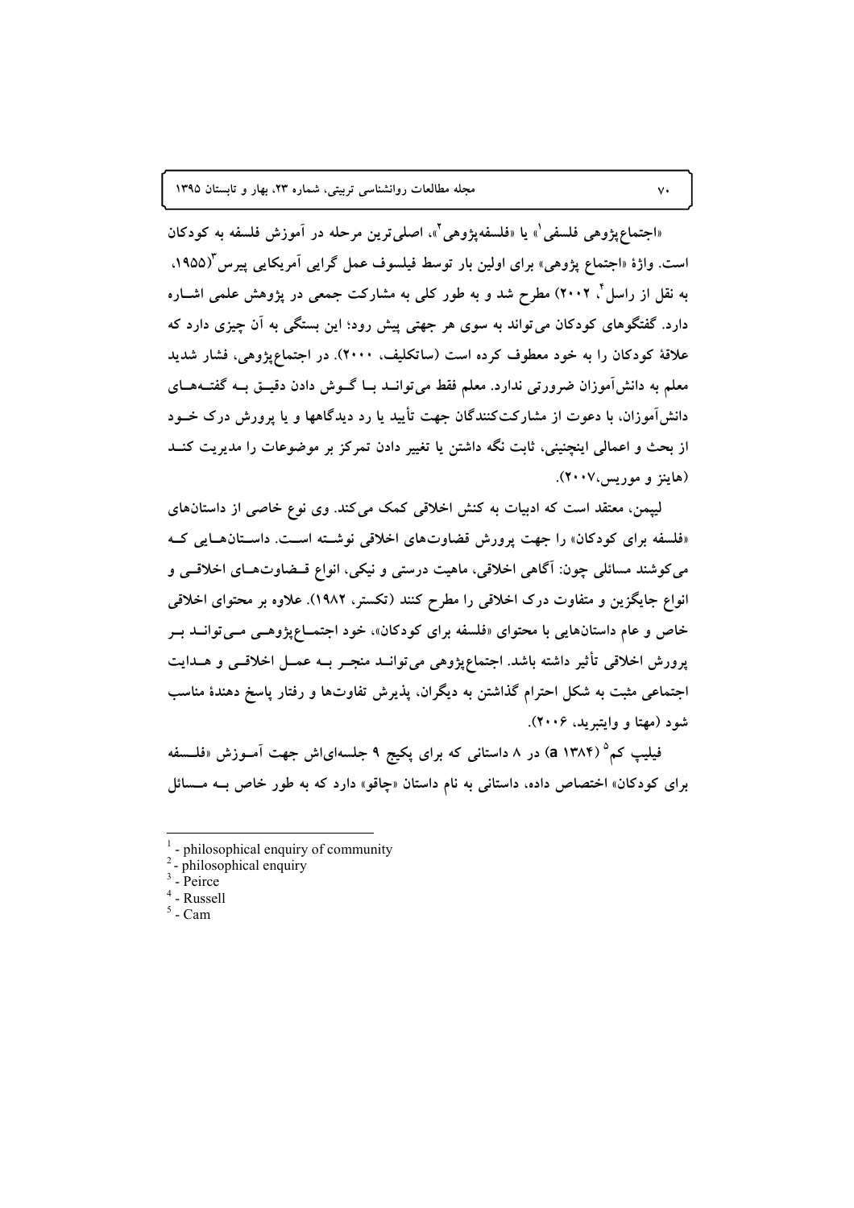«اجتماع‌پژوهی فلسفی[1]» یا «فلسفه‌پژوهی[2]»، اصلی‌ترین مرحله در آموزش فلسفه به کودکان است. واژهٔ «اجتماع پژوهی» برای اولین بار توسط فیلسوف عمل گرایی آمریکایی پیرس[3](۱۹۵۵، به نقل از راسل[4]، ۲۰۰۲) مطرح شد و به طور کلی به مشارکت جمعی در پژوهش علمی اشاره دارد. گفتگوهای کودکان می‌تواند به سوی هر جهتی پیش رود؛ این بستگی به آن چیزی دارد که علاقهٔ کودکان را به خود معطوف کرده است (ساتکلیف، ۲۰۰۰). در اجتماع‌پژوهی، فشار شدید معلم به دانش‌آموزان ضرورتی ندارد. معلم فقط می‌تواند با گوش دادن دقیق به گفته‌های دانش‌آموزان، با دعوت از مشارکت‌کنندگان جهت تأیید یا رد دیدگاهها و یا پرورش درک خود از بحث و اعمالی اینچنینی، ثابت نگه داشتن یا تغییر دادن تمرکز بر موضوعات را مدیریت کند (هاینز و موریس،۲۰۰۷).

لیپمن، معتقد است که ادبیات به کنش اخلاقی کمک می‌کند. وی نوع خاصی از داستان‌های «فلسفه برای کودکان» را جهت پرورش قضاوت‌های اخلاقی نوشته است. داستان‌هایی که می‌کوشند مسائلی چون: آگاهی اخلاقی، ماهیت درستی و نیکی، انواع قضاوت‌های اخلاقی و انواع جایگزین و متفاوت درک اخلاقی را مطرح کنند (تکستر، ۱۹۸۲). علاوه بر محتوای اخلاقی خاص و عام داستان‌هایی با محتوای «فلسفه برای کودکان»، خود اجتماع‌پژوهی می‌تواند بر پرورش اخلاقی تأثیر داشته باشد. اجتماع‌پژوهی می‌تواند منجر به عمل اخلاقی و هدایت اجتماعی مثبت به شکل احترام گذاشتن به دیگران، پذیرش تفاوت‌ها و رفتار پاسخ دهندهٔ مناسب شود (مهتا و وایتبرید، ۲۰۰۶).

فیلیپ کم[5] (a ۱۳۸۴) در ۸ داستانی که برای پکیج ۹ جلسه‌ای‌اش جهت آموزش «فلسفه برای کودکان» اختصاص داده، داستانی به نام داستان «چاقو» دارد که به طور خاص به مسائل

---

[1] - philosophical enquiry of community
[2] - philosophical enquiry
[3] - Peirce
[4] - Russell
[5] - Cam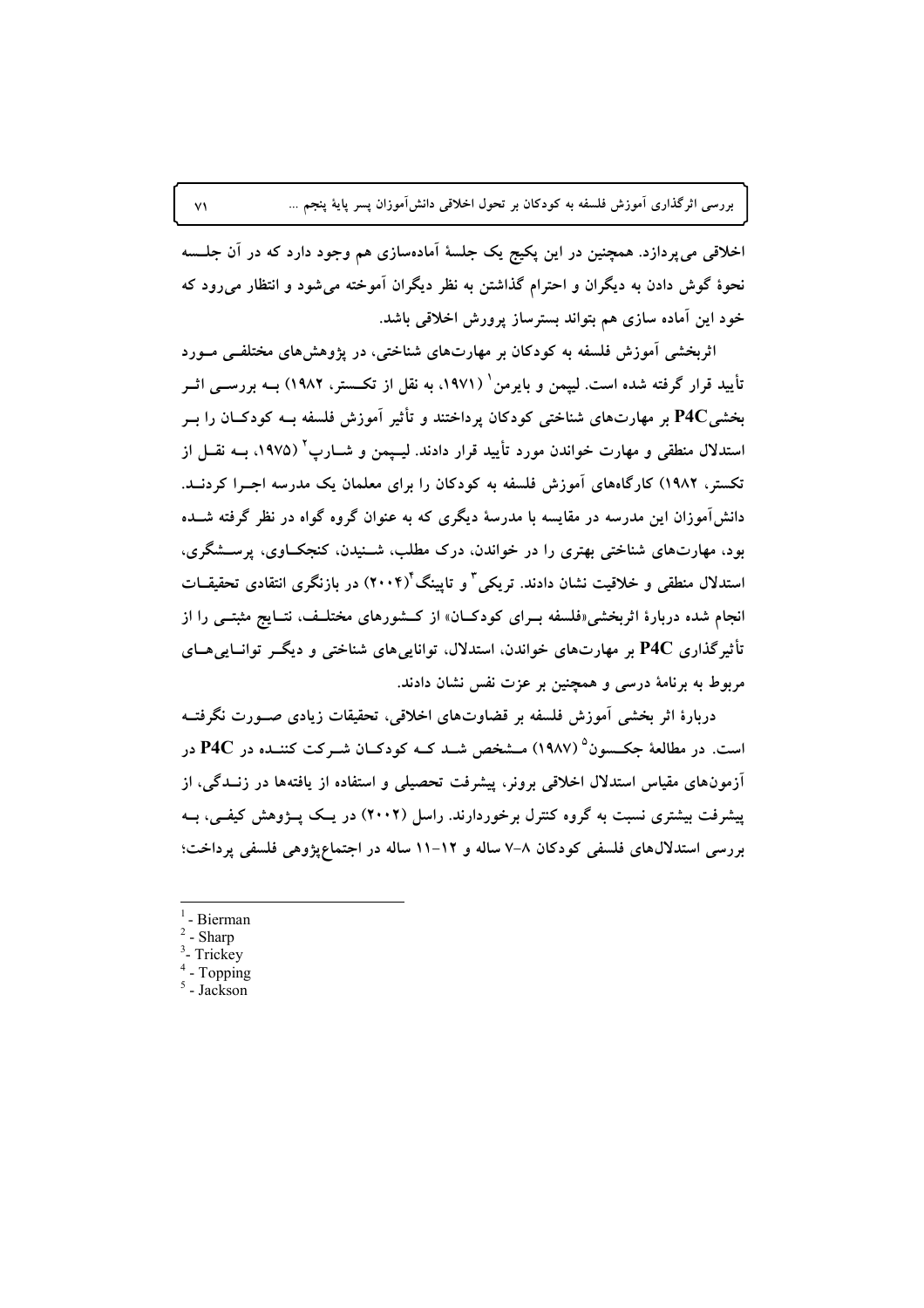اخلاقی می‌پردازد. همچنین در این پکیج یک جلسهٔ آماده‌سازی هم وجود دارد که در آن جلسه نحوهٔ گوش دادن به دیگران و احترام گذاشتن به نظر دیگران آموخته می‌شود و انتظار می‌رود که خود این آماده سازی هم بتواند بسترساز پرورش اخلاقی باشد.

اثربخشی آموزش فلسفه به کودکان بر مهارت‌های شناختی، در پژوهش‌های مختلفی مورد تأیید قرار گرفته شده است. لیپمن و بایرمن[1] (۱۹۷۱، به نقل از تکستر، ۱۹۸۲) به بررسی اثر بخشیP4C بر مهارت‌های شناختی کودکان پرداختند و تأثیر آموزش فلسفه به کودکان را بر استدلال منطقی و مهارت خواندن مورد تأیید قرار دادند. لیپمن و شارپ[2] (۱۹۷۵، به نقل از تکستر، ۱۹۸۲) کارگاه‌های آموزش فلسفه به کودکان را برای معلمان یک مدرسه اجرا کردند. دانش‌آموزان این مدرسه در مقایسه با مدرسهٔ دیگری که به عنوان گروه گواه در نظر گرفته شده بود، مهارت‌های شناختی بهتری را در خواندن، درک مطلب، شنیدن، کنجکاوی، پرسشگری، استدلال منطقی و خلاقیت نشان دادند. تریکی[3] و تاپینگ[4](۲۰۰۴) در بازنگری انتقادی تحقیقات انجام شده دربارهٔ اثربخشی«فلسفه برای کودکان» از کشورهای مختلف، نتایج مثبتی را از تأثیرگذاری P4C بر مهارت‌های خواندن، استدلال، توانایی‌های شناختی و دیگر توانایی‌های مربوط به برنامهٔ درسی و همچنین بر عزت نفس نشان دادند.

دربارهٔ اثر بخشی آموزش فلسفه بر قضاوت‌های اخلاقی، تحقیقات زیادی صورت نگرفته است. در مطالعهٔ جکسون[5] (۱۹۸۷) مشخص شد که کودکان شرکت کننده در P4C در آزمون‌های مقیاس استدلال اخلاقی برونر، پیشرفت تحصیلی و استفاده از یافته‌ها در زندگی، از پیشرفت بیشتری نسبت به گروه کنترل برخوردارند. راسل (۲۰۰۲) در یک پژوهش کیفی، به بررسی استدلال‌های فلسفی کودکان ۸-۷ ساله و ۱۲-۱۱ ساله در اجتماع‌پژوهی فلسفی پرداخت؛

---

[1] - Bierman
[2] - Sharp
[3] - Trickey
[4] - Topping
[5] - Jackson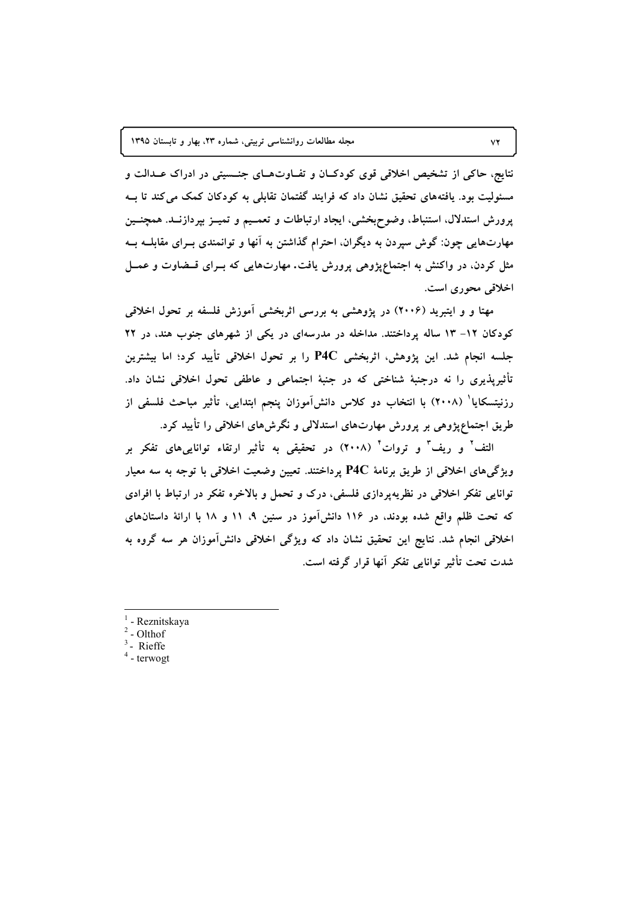نتایج، حاکی از تشخیص اخلاقی قوی کودکـان و تفـاوت‌هـای جنـسیتی در ادراک عـدالت و مسئولیت بود. یافته‌های تحقیق نشان داد که فرایند گفتمان تقابلی به کودکان کمک می‌کند تا بـه پرورش استدلال، استنباط، وضوح‌بخشی، ایجاد ارتباطات و تعمـیم و تمیـز بپردازنـد. همچنـین مهارت‌هایی چون: گوش سپردن به دیگران، احترام گذاشتن به آنها و توانمندی بـرای مقابلـه بـه مثل کردن، در واکنش به اجتماع‌پژوهی پرورش یافت. مهارت‌هایی که بـرای قـضاوت و عمـل اخلاقی محوری است.

مهتا و و ایتبرید (۲۰۰۶) در پژوهشی به بررسی اثربخشی آموزش فلسفه بر تحول اخلاقی کودکان ۱۲- ۱۳ ساله پرداختند. مداخله در مدرسه‌ای در یکی از شهرهای جنوب هند، در ۲۲ جلسه انجام شد. این پژوهش، اثربخشی P4C را بر تحول اخلاقی تأیید کرد؛ اما بیشترین تأثیرپذیری را نه درجنبهٔ شناختی که در جنبهٔ اجتماعی و عاطفی تحول اخلاقی نشان داد. رزنیتسکایا[1] (۲۰۰۸) با انتخاب دو کلاس دانش‌آموزان پنجم ابتدایی، تأثیر مباحث فلسفی از طریق اجتماع‌پژوهی بر پرورش مهارت‌های استدلالی و نگرش‌های اخلاقی را تأیید کرد.

التف[2] و ریف[3] و تروات[4] (۲۰۰۸) در تحقیقی به تأثیر ارتقاء توانایی‌های تفکر بر ویژگی‌های اخلاقی از طریق برنامهٔ P4C پرداختند. تعیین وضعیت اخلاقی با توجه به سه معیار توانایی تفکر اخلاقی در نظریه‌پردازی فلسفی، درک و تحمل و بالاخره تفکر در ارتباط با افرادی که تحت ظلم واقع شده بودند، در ۱۱۶ دانش‌آموز در سنین ۹، ۱۱ و ۱۸ با ارائهٔ داستان‌های اخلاقی انجام شد. نتایج این تحقیق نشان داد که ویژگی اخلاقی دانش‌آموزان هر سه گروه به شدت تحت تأثیر توانایی تفکر آنها قرار گرفته است.

---

[1] - Reznitskaya
[2] - Olthof
[3] - Rieffe
[4] - terwogt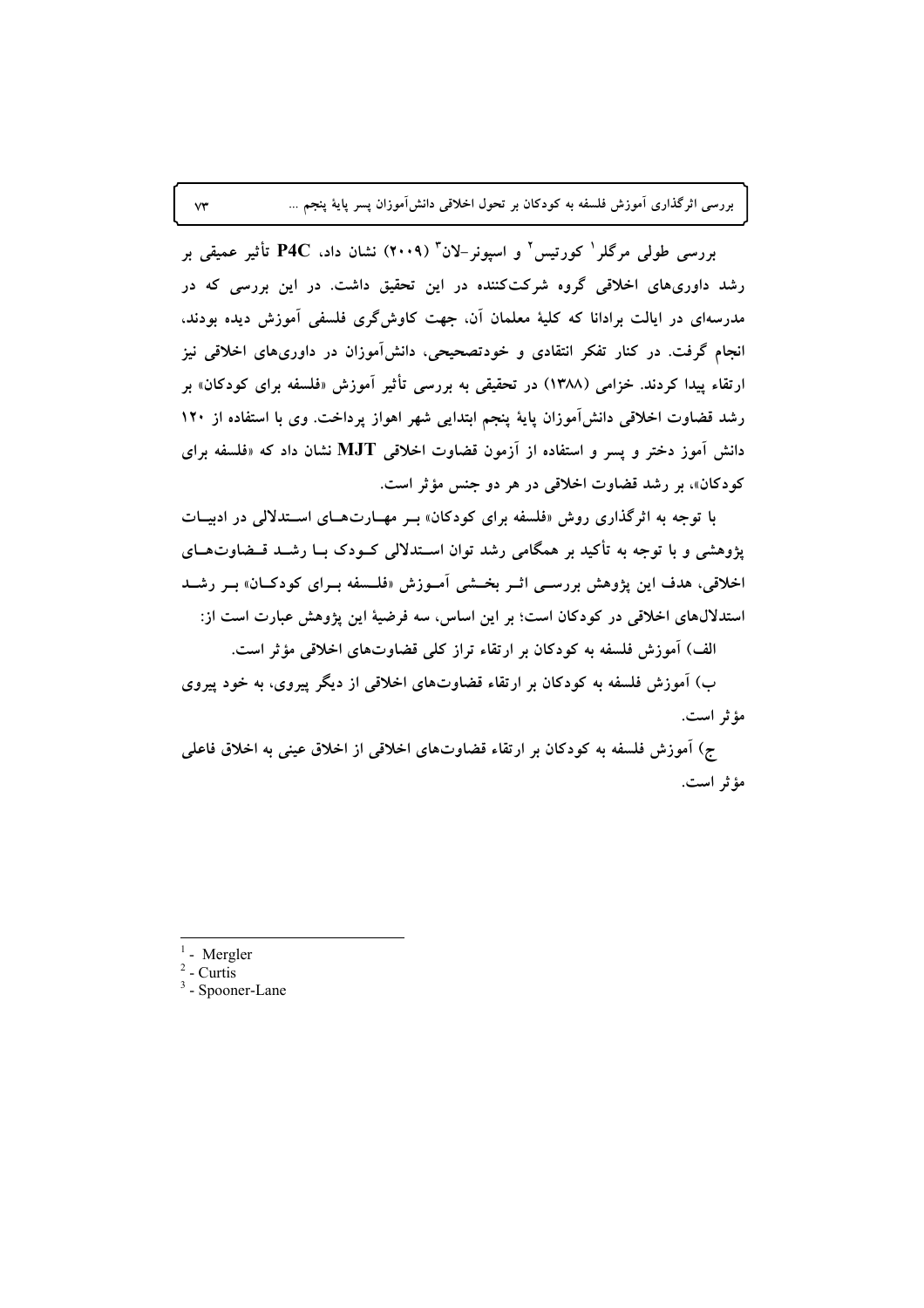بررسی طولی مرگلر[1] کورتیس[2] و اسپونر-لان[3] (۲۰۰۹) نشان داد، **P4C** تأثیر عمیقی بر رشد داوری‌های اخلاقی گروه شرکت‌کننده در این تحقیق داشت. در این بررسی که در مدرسه‌ای در ایالت برادانا که کلیهٔ معلمان آن، جهت کاوش‌گری فلسفی آموزش دیده بودند، انجام گرفت. در کنار تفکر انتقادی و خودتصحیحی، دانش‌آموزان در داوری‌های اخلاقی نیز ارتقاء پیدا کردند. خزامی (۱۳۸۸) در تحقیقی به بررسی تأثیر آموزش «فلسفه برای کودکان» بر رشد قضاوت اخلاقی دانش‌آموزان پایهٔ پنجم ابتدایی شهر اهواز پرداخت. وی با استفاده از ۱۲۰ دانش آموز دختر و پسر و استفاده از آزمون قضاوت اخلاقی **MJT** نشان داد که «فلسفه برای کودکان»، بر رشد قضاوت اخلاقی در هر دو جنس مؤثر است.

با توجه به اثرگذاری روش «فلسفه برای کودکان» بر مهارت‌های استدلالی در ادبیات پژوهشی و با توجه به تأکید بر همگامی رشد توان استدلالی کودک با رشد قضاوت‌های اخلاقی، هدف این پژوهش بررسی اثر بخشی آموزش «فلسفه برای کودکان» بر رشد استدلال‌های اخلاقی در کودکان است؛ بر این اساس، سه فرضیهٔ این پژوهش عبارت است از:

الف) آموزش فلسفه به کودکان بر ارتقاء تراز کلی قضاوت‌های اخلاقی مؤثر است.

ب) آموزش فلسفه به کودکان بر ارتقاء قضاوت‌های اخلاقی از دیگر پیروی، به خود پیروی مؤثر است.

ج) آموزش فلسفه به کودکان بر ارتقاء قضاوت‌های اخلاقی از اخلاق عینی به اخلاق فاعلی مؤثر است.

---

[1] - Mergler

[2] - Curtis

[3] - Spooner-Lane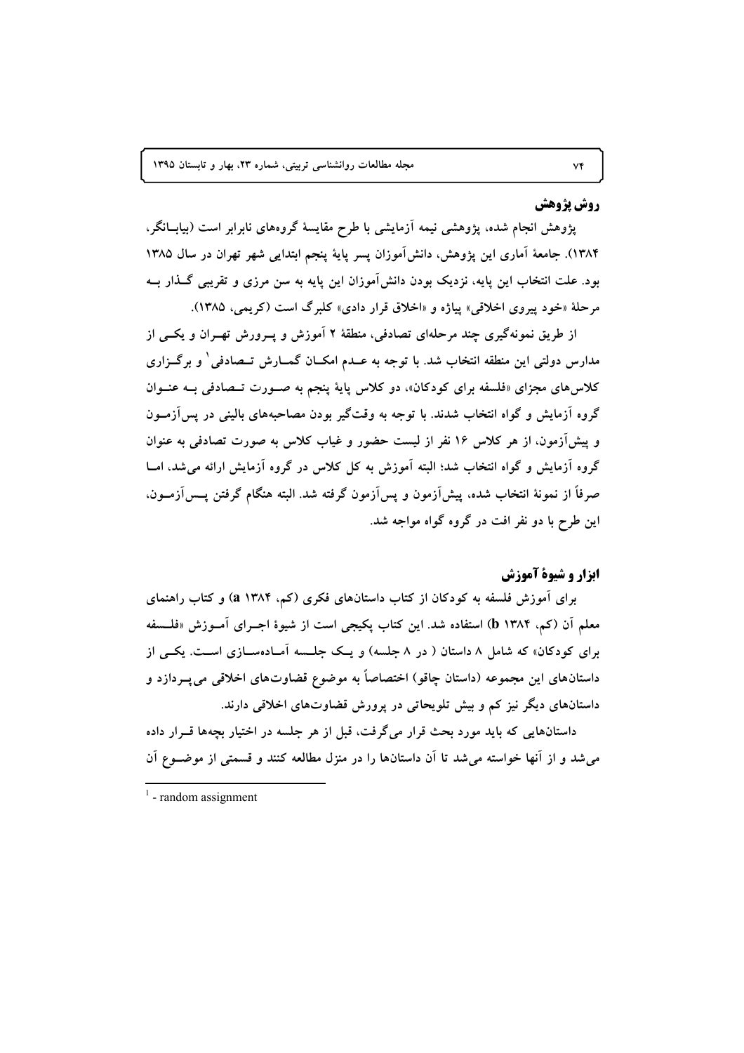## روش پژوهش

پژوهش انجام شده، پژوهشی نیمه آزمایشی با طرح مقایسهٔ گروه‌های نابرابر است (بیابانگر، ۱۳۸۴). جامعهٔ آماری این پژوهش، دانش‌آموزان پسر پایهٔ پنجم ابتدایی شهر تهران در سال ۱۳۸۵ بود. علت انتخاب این پایه، نزدیک بودن دانش‌آموزان این پایه به سن مرزی و تقریبی گذار به مرحلهٔ «خود پیروی اخلاقی» پیاژه و «اخلاق قرار دادی» کلبرگ است (کریمی، ۱۳۸۵).

از طریق نمونه‌گیری چند مرحله‌ای تصادفی، منطقهٔ ۲ آموزش و پرورش تهران و یکی از مدارس دولتی این منطقه انتخاب شد. با توجه به عدم امکان گمارش تصادفی[1] و برگزاری کلاس‌های مجزای «فلسفه برای کودکان»، دو کلاس پایهٔ پنجم به صورت تصادفی به عنوان گروه آزمایش و گواه انتخاب شدند. با توجه به وقت‌گیر بودن مصاحبه‌های بالینی در پس‌آزمون و پیش‌آزمون، از هر کلاس ۱۶ نفر از لیست حضور و غیاب کلاس به صورت تصادفی به عنوان گروه آزمایش و گواه انتخاب شد؛ البته آموزش به کل کلاس در گروه آزمایش ارائه می‌شد، اما صرفاً از نمونهٔ انتخاب شده، پیش‌آزمون و پس‌آزمون گرفته شد. البته هنگام گرفتن پس‌آزمون، این طرح با دو نفر افت در گروه گواه مواجه شد.

## ابزار و شیوهٔ آموزش

برای آموزش فلسفه به کودکان از کتاب داستان‌های فکری (کم، a ۱۳۸۴) و کتاب راهنمای معلم آن (کم، b ۱۳۸۴) استفاده شد. این کتاب پکیجی است از شیوهٔ اجرای آموزش «فلسفه برای کودکان» که شامل ۸ داستان ( در ۸ جلسه) و یک جلسه آماده‌سازی است. یکی از داستان‌های این مجموعه (داستان چاقو) اختصاصاً به موضوع قضاوت‌های اخلاقی می‌پردازد و داستان‌های دیگر نیز کم و بیش تلویحاتی در پرورش قضاوت‌های اخلاقی دارند.

داستان‌هایی که باید مورد بحث قرار می‌گرفت، قبل از هر جلسه در اختیار بچه‌ها قرار داده می‌شد و از آنها خواسته می‌شد تا آن داستان‌ها را در منزل مطالعه کنند و قسمتی از موضوع آن

---

[1] - random assignment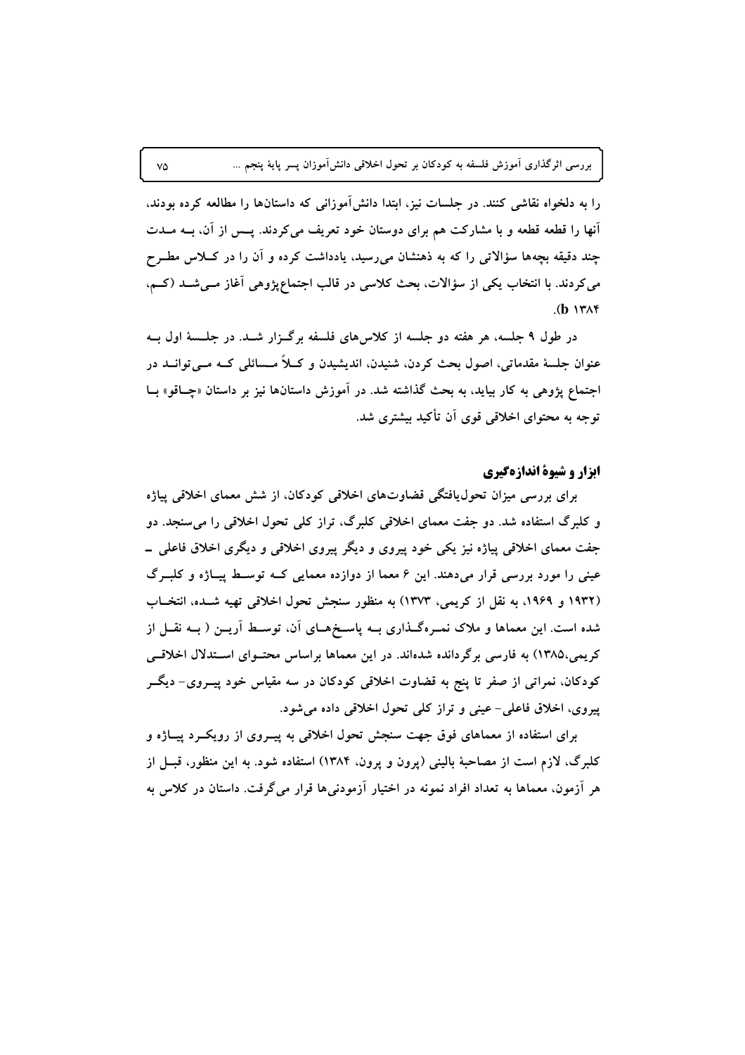را به دلخواه نقاشی کنند. در جلسات نیز، ابتدا دانش‌آموزانی که داستان‌ها را مطالعه کرده بودند، آنها را قطعه قطعه و با مشارکت هم برای دوستان خود تعریف می‌کردند. پس از آن، به مدت چند دقیقه بچه‌ها سؤالاتی را که به ذهنشان می‌رسید، یادداشت کرده و آن را در کلاس مطرح می‌کردند. با انتخاب یکی از سؤالات، بحث کلاسی در قالب اجتماع‌پژوهی آغاز می‌شد (کم، b ۱۳۸۴).

در طول ۹ جلسه، هر هفته دو جلسه از کلاس‌های فلسفه برگزار شد. در جلسهٔ اول به عنوان جلسهٔ مقدماتی، اصول بحث کردن، شنیدن، اندیشیدن و کلاً مسائلی که می‌تواند در اجتماع پژوهی به کار بیاید، به بحث گذاشته شد. در آموزش داستان‌ها نیز بر داستان «چاقو» با توجه به محتوای اخلاقی قوی آن تأکید بیشتری شد.

### ابزار و شیوهٔ اندازه‌گیری

برای بررسی میزان تحول‌یافتگی قضاوت‌های اخلاقی کودکان، از شش معمای اخلاقی پیاژه و کلبرگ استفاده شد. دو جفت معمای اخلاقی کلبرگ، تراز کلی تحول اخلاقی را می‌سنجد. دو جفت معمای اخلاقی پیاژه نیز یکی خود پیروی و دیگر پیروی اخلاقی و دیگری اخلاق فاعلی ـ عینی را مورد بررسی قرار می‌دهند. این ۶ معما از دوازده معمایی که توسط پیاژه و کلبرگ (۱۹۳۲ و ۱۹۶۹، به نقل از کریمی، ۱۳۷۳) به منظور سنجش تحول اخلاقی تهیه شده، انتخاب شده است. این معماها و ملاک نمره‌گذاری به پاسخ‌های آن، توسط آرین ( به نقل از کریمی،۱۳۸۵) به فارسی برگردانده شده‌اند. در این معماها براساس محتوای استدلال اخلاقی کودکان، نمراتی از صفر تا پنج به قضاوت اخلاقی کودکان در سه مقیاس خود پیروی- دیگر پیروی، اخلاق فاعلی- عینی و تراز کلی تحول اخلاقی داده می‌شود.

برای استفاده از معماهای فوق جهت سنجش تحول اخلاقی به پیروی از رویکرد پیاژه و کلبرگ، لازم است از مصاحبهٔ بالینی (پرون و پرون، ۱۳۸۴) استفاده شود. به این منظور، قبل از هر آزمون، معماها به تعداد افراد نمونه در اختیار آزمودنی‌ها قرار می‌گرفت. داستان در کلاس به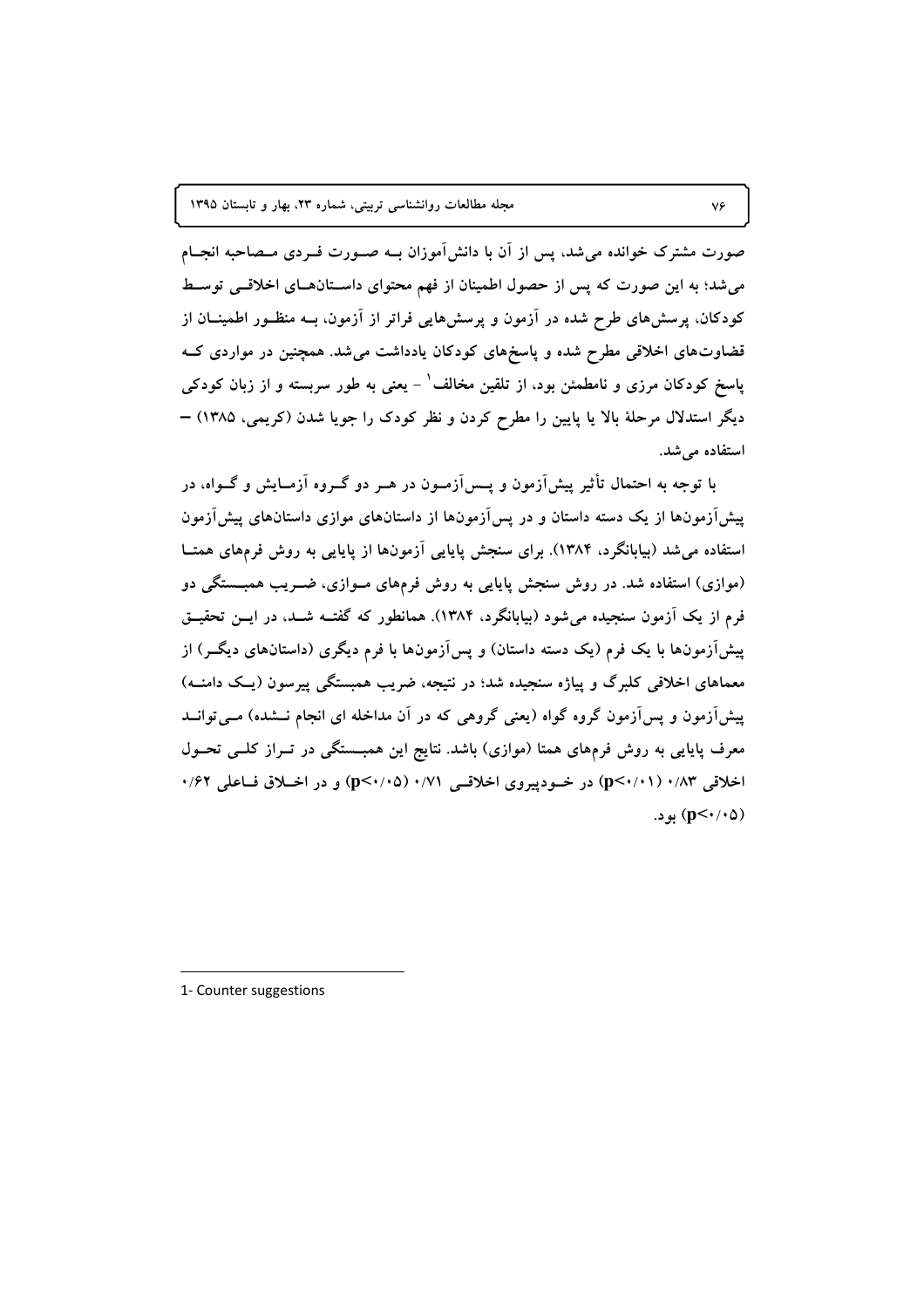صورت مشترک خوانده می‌شد، پس از آن با دانش‌آموزان به صورت فردی مصاحبه انجام می‌شد؛ به این صورت که پس از حصول اطمینان از فهم محتوای داستان‌های اخلاقی توسط کودکان، پرسش‌های طرح شده در آزمون و پرسش‌هایی فراتر از آزمون، به منظور اطمینان از قضاوت‌های اخلاقی مطرح شده و پاسخ‌های کودکان یادداشت می‌شد. همچنین در مواردی که پاسخ کودکان مرزی و نامطمئن بود، از تلقین مخالف[1] - یعنی به طور سربسته و از زبان کودکی دیگر استدلال مرحلهٔ بالا یا پایین را مطرح کردن و نظر کودک را جویا شدن (کریمی، ۱۳۸۵) — استفاده می‌شد.

با توجه به احتمال تأثیر پیش‌آزمون و پس‌آزمون در هر دو گروه آزمایش و گواه، در پیش‌آزمون‌ها از یک دسته داستان و در پس‌آزمون‌ها از داستان‌های موازی داستان‌های پیش‌آزمون استفاده می‌شد (بیابانگرد، ۱۳۸۴). برای سنجش پایایی آزمون‌ها از پایایی به روش فرم‌های همتا (موازی) استفاده شد. در روش سنجش پایایی به روش فرم‌های موازی، ضریب همبستگی دو فرم از یک آزمون سنجیده می‌شود (بیابانگرد، ۱۳۸۴). همانطور که گفته شد، در این تحقیق پیش‌آزمون‌ها با یک فرم (یک دسته داستان) و پس‌آزمون‌ها با فرم دیگری (داستان‌های دیگر) از معماهای اخلاقی کلبرگ و پیاژه سنجیده شد؛ در نتیجه، ضریب همبستگی پیرسون (یک دامنه) پیش‌آزمون و پس‌آزمون گروه گواه (یعنی گروهی که در آن مداخله ای انجام نشده) می‌تواند معرف پایایی به روش فرم‌های همتا (موازی) باشد. نتایج این همبستگی در تراز کلی تحول اخلاقی ۰/۸۳ ($p<0/01$) در خودپیروی اخلاقی ۰/۷۱ ($p<0/05$) و در اخلاق فاعلی ۰/۶۲ ($p<0/05$) بود.

---

1- Counter suggestions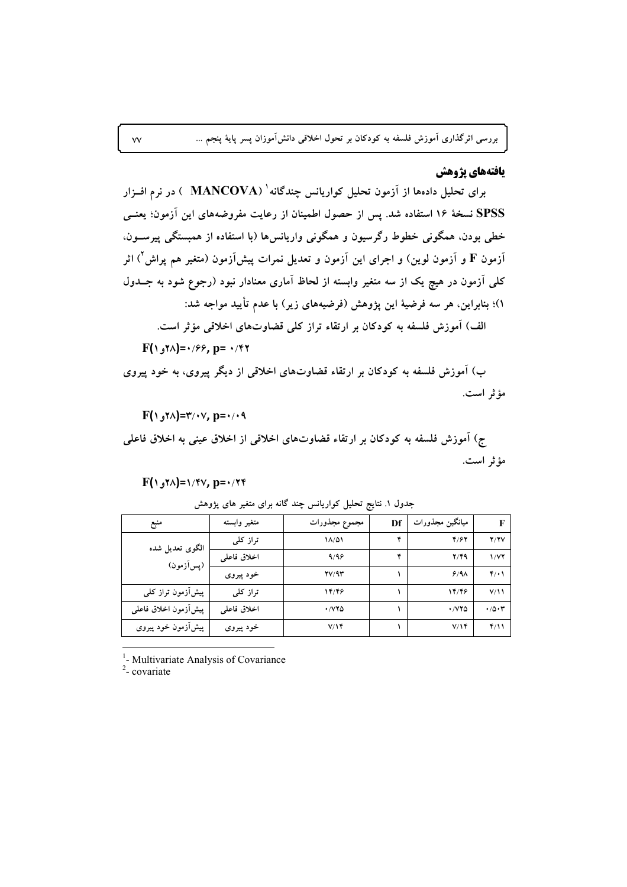## یافته‌های پژوهش

برای تحلیل داده‌ها از آزمون تحلیل کواریانس چندگانه[1] (MANCOVA) در نرم افزار SPSS نسخهٔ ۱۶ استفاده شد. پس از حصول اطمینان از رعایت مفروضه‌های این آزمون؛ یعنی خطی بودن، همگونی خطوط رگرسیون و همگونی واریانس‌ها (با استفاده از همبستگی پیرسون، آزمون F و آزمون لوین) و اجرای این آزمون و تعدیل نمرات پیش‌آزمون (متغیر هم پراش[2]) اثر کلی آزمون در هیچ یک از سه متغیر وابسته از لحاظ آماری معنادار نبود (رجوع شود به جدول ۱)؛ بنابراین، هر سه فرضیهٔ این پژوهش (فرضیه‌های زیر) با عدم تأیید مواجه شد:

الف) آموزش فلسفه به کودکان بر ارتقاء تراز کلی قضاوت‌های اخلاقی مؤثر است.

$F(1و28)=0/66, p= 0/42$

ب) آموزش فلسفه به کودکان بر ارتقاء قضاوت‌های اخلاقی از دیگر پیروی، به خود پیروی مؤثر است.

$F(1و28)=3/07, p=0/09$

ج) آموزش فلسفه به کودکان بر ارتقاء قضاوت‌های اخلاقی از اخلاق عینی به اخلاق فاعلی مؤثر است.

$F(1و28)=1/47, p=0/24$

جدول ۱. نتایج تحلیل کواریانس چند گانه برای متغیر های پژوهش

| منبع | متغیر وابسته | مجموع مجذورات | Df | میانگین مجذورات | F |
|---|---|---|---|---|---|
| الگوی تعدیل شده (پس‌آزمون) | تراز کلی | ۱۸/۵۱ | ۴ | ۴/۶۲ | ۲/۲۷ |
| | اخلاق فاعلی | ۹/۹۶ | ۴ | ۲/۴۹ | ۱/۷۲ |
| | خود پیروی | ۲۷/۹۳ | ۱ | ۶/۹۸ | ۴/۰۱ |
| پیش‌آزمون تراز کلی | تراز کلی | ۱۴/۴۶ | ۱ | ۱۴/۴۶ | ۷/۱۱ |
| پیش‌آزمون اخلاق فاعلی | اخلاق فاعلی | ۰/۷۲۵ | ۱ | ۰/۷۲۵ | ۰/۵۰۳ |
| پیش‌آزمون خود پیروی | خود پیروی | ۷/۱۴ | ۱ | ۷/۱۴ | ۴/۱۱ |

[1]- Multivariate Analysis of Covariance

[2]- covariate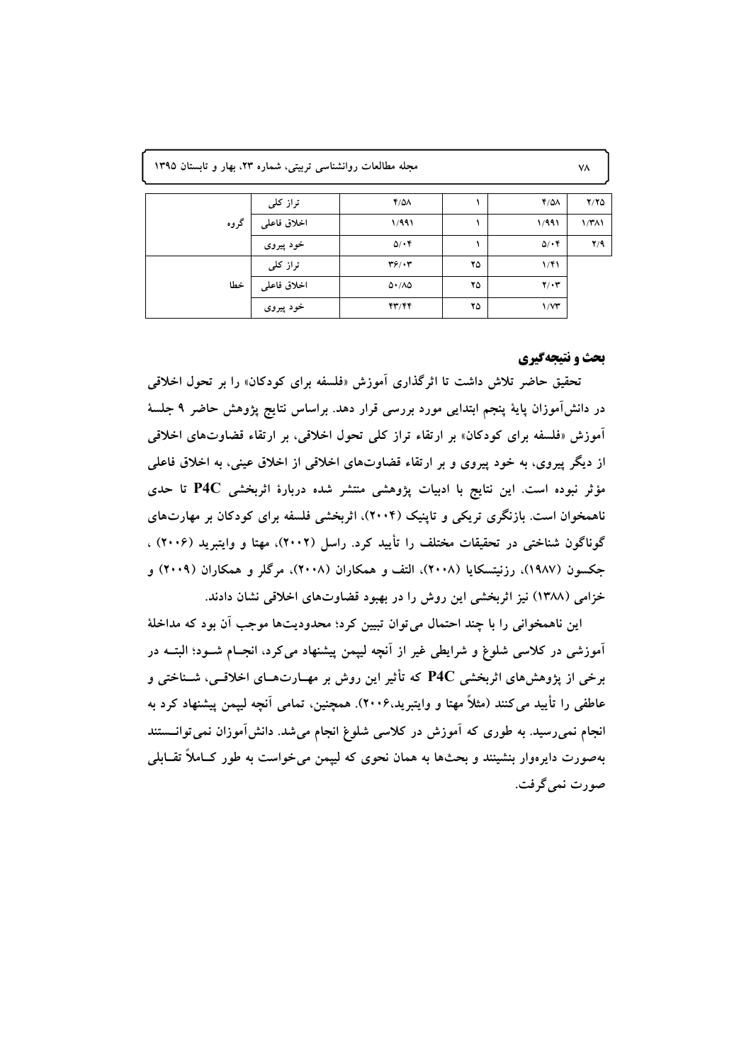| | | | | | |
|---|---|---|---|---|---|
| گروه | تراز کلی | ۴/۵۸ | ۱ | ۴/۵۸ | ۲/۲۵ |
| | اخلاق فاعلی | ۱/۹۹۱ | ۱ | ۱/۹۹۱ | ۱/۳۸۱ |
| | خود پیروی | ۵/۰۴ | ۱ | ۵/۰۴ | ۲/۹ |
| خطا | تراز کلی | ۳۶/۰۳ | ۲۵ | ۱/۴۱ | |
| | اخلاق فاعلی | ۵۰/۸۵ | ۲۵ | ۲/۰۳ | |
| | خود پیروی | ۴۳/۴۴ | ۲۵ | ۱/۷۳ | |

## بحث و نتیجه‌گیری

تحقیق حاضر تلاش داشت تا اثرگذاری آموزش «فلسفه برای کودکان» را بر تحول اخلاقی در دانش‌آموزان پایهٔ پنجم ابتدایی مورد بررسی قرار دهد. براساس نتایج پژوهش حاضر ۹ جلسهٔ آموزش «فلسفه برای کودکان» بر ارتقاء تراز کلی تحول اخلاقی، بر ارتقاء قضاوت‌های اخلاقی از دیگر پیروی، به خود پیروی و بر ارتقاء قضاوت‌های اخلاقی از اخلاق عینی، به اخلاق فاعلی مؤثر نبوده است. این نتایج با ادبیات پژوهشی منتشر شده دربارهٔ اثربخشی P4C تا حدی ناهمخوان است. بازنگری تریکی و تاپنیک (۲۰۰۴)، اثربخشی فلسفه برای کودکان بر مهارت‌های گوناگون شناختی در تحقیقات مختلف را تأیید کرد. راسل (۲۰۰۲)، مهتا و وایتبرید (۲۰۰۶) ، جکسون (۱۹۸۷)، رزنیتسکایا (۲۰۰۸)، التف و همکاران (۲۰۰۸)، مرگلر و همکاران (۲۰۰۹) و خزامی (۱۳۸۸) نیز اثربخشی این روش را در بهبود قضاوت‌های اخلاقی نشان دادند.

این ناهمخوانی را با چند احتمال می‌توان تبیین کرد؛ محدودیت‌ها موجب آن بود که مداخلهٔ آموزشی در کلاسی شلوغ و شرایطی غیر از آنچه لیپمن پیشنهاد می‌کرد، انجـام شـود؛ البتـه در برخی از پژوهش‌های اثربخشی P4C که تأثیر این روش بر مهـارت‌هـای اخلاقـی، شـناختی و عاطفی را تأیید می‌کنند (مثلاً مهتا و وایتبرید،۲۰۰۶). همچنین، تمامی آنچه لیپمن پیشنهاد کرد به انجام نمی‌رسید. به طوری که آموزش در کلاسی شلوغ انجام می‌شد. دانش‌آموزان نمی‌توانسـتند به‌صورت دایره‌وار بنشینند و بحث‌ها به همان نحوی که لیپمن می‌خواست به طور کـاملاً تقـابلی صورت نمی‌گرفت.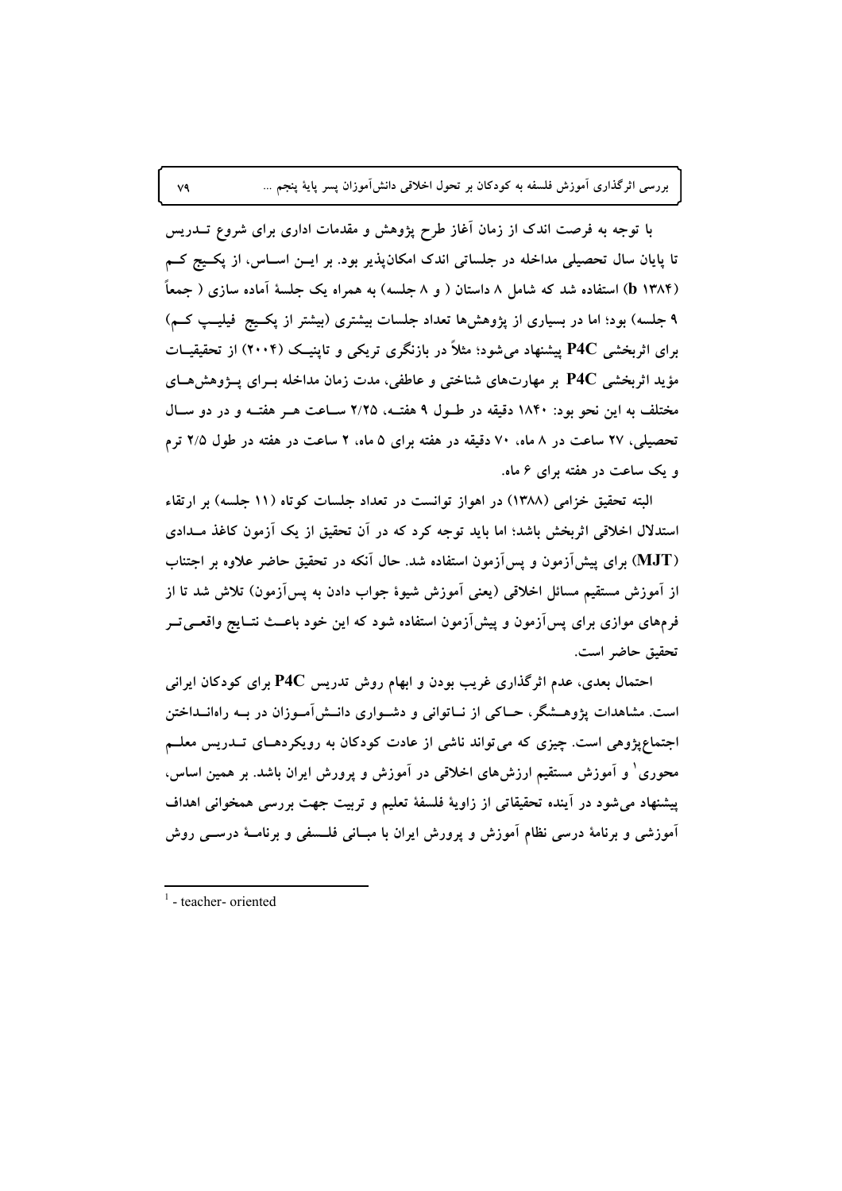با توجه به فرصت اندک از زمان آغاز طرح پژوهش و مقدمات اداری برای شروع تـدریس تا پایان سال تحصیلی مداخله در جلساتی اندک امکان‌پذیر بود. بر ایـن اسـاس، از پکـیج کـم (b ۱۳۸۴) استفاده شد که شامل ۸ داستان ( و ۸ جلسه) به همراه یک جلسهٔ آماده سازی ( جمعاً ۹ جلسه) بود؛ اما در بسیاری از پژوهش‌ها تعداد جلسات بیشتری (بیشتر از پکـیج فیلیـپ کـم) برای اثربخشی P4C پیشنهاد می‌شود؛ مثلاً در بازنگری تریکی و تاپینـک (۲۰۰۴) از تحقیقـات مؤید اثربخشی P4C بر مهارت‌های شناختی و عاطفی، مدت زمان مداخله بـرای پـژوهش‌هـای مختلف به این نحو بود: ۱۸۴۰ دقیقه در طـول ۹ هفتـه، ۲/۲۵ سـاعت هـر هفتـه و در دو سـال تحصیلی، ۲۷ ساعت در ۸ ماه، ۷۰ دقیقه در هفته برای ۵ ماه، ۲ ساعت در هفته در طول ۲/۵ ترم و یک ساعت در هفته برای ۶ ماه.

البته تحقیق خزامی (۱۳۸۸) در اهواز توانست در تعداد جلسات کوتاه (۱۱ جلسه) بر ارتقاء استدلال اخلاقی اثربخش باشد؛ اما باید توجه کرد که در آن تحقیق از یک آزمون کاغذ مـدادی (MJT) برای پیش‌آزمون و پس‌آزمون استفاده شد. حال آنکه در تحقیق حاضر علاوه بر اجتناب از آموزش مستقیم مسائل اخلاقی (یعنی آموزش شیوهٔ جواب دادن به پس‌آزمون) تلاش شد تا از فرم‌های موازی برای پس‌آزمون و پیش‌آزمون استفاده شود که این خود باعـث نتـایج واقعـی‌تـر تحقیق حاضر است.

احتمال بعدی، عدم اثرگذاری غریب بودن و ابهام روش تدریس P4C برای کودکان ایرانی است. مشاهدات پژوهـشگر، حـاکی از نـاتوانی و دشـواری دانـش‌آمـوزان در بـه راه‌انـداختن اجتماع‌پژوهی است. چیزی که می‌تواند ناشی از عادت کودکان به رویکردهـای تـدریس معلـم محوری[1] و آموزش مستقیم ارزش‌های اخلاقی در آموزش و پرورش ایران باشد. بر همین اساس، پیشنهاد می‌شود در آینده تحقیقاتی از زاویهٔ فلسفهٔ تعلیم و تربیت جهت بررسی همخوانی اهداف آموزشی و برنامهٔ درسی نظام آموزش و پرورش ایران با مبـانی فلـسفی و برنامـهٔ درسـی روش

---

[1] - teacher- oriented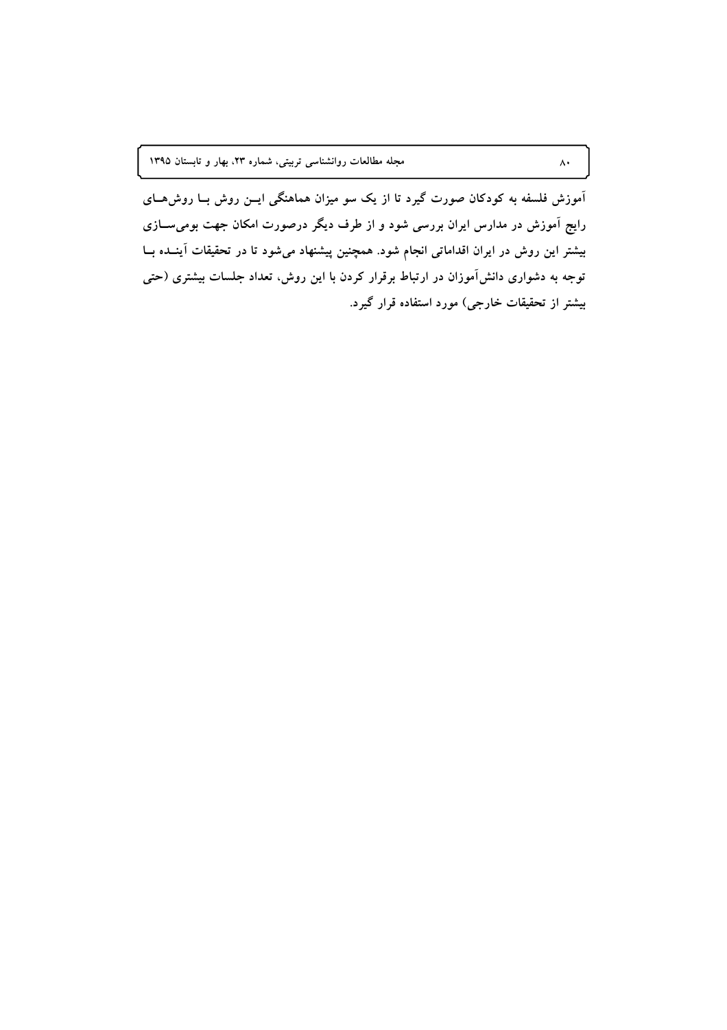آموزش فلسفه به کودکان صورت گیرد تا از یک سو میزان هماهنگی ایــن روش بــا روش‌هــای رایج آموزش در مدارس ایران بررسی شود و از طرف دیگر درصورت امکان جهت بومی‌ســازی بیشتر این روش در ایران اقداماتی انجام شود. همچنین پیشنهاد می‌شود تا در تحقیقات آینــده بــا توجه به دشواری دانش‌آموزان در ارتباط برقرار کردن با این روش، تعداد جلسات بیشتری (حتی بیشتر از تحقیقات خارجی) مورد استفاده قرار گیرد.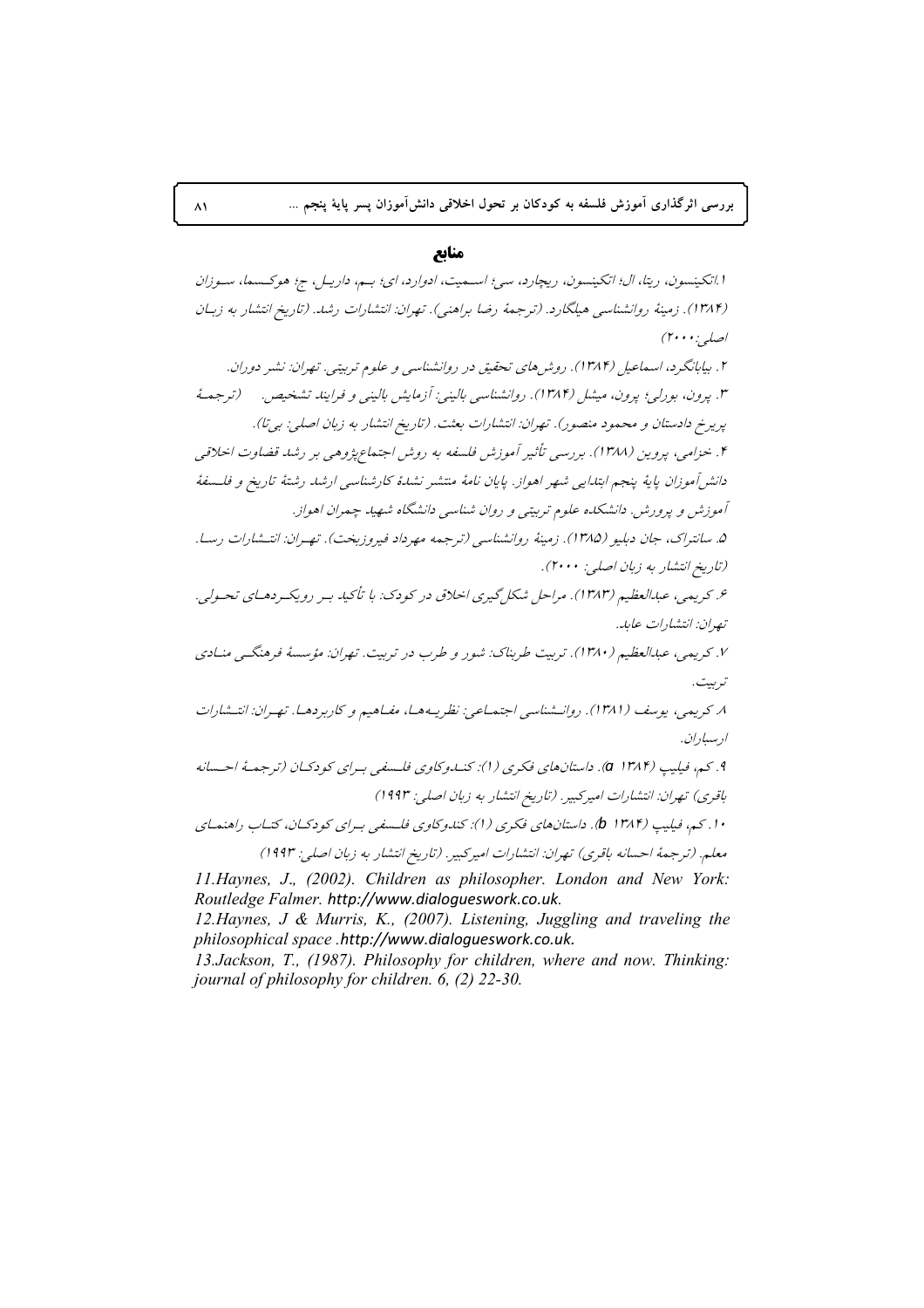## منابع

۱.اتکینسون، ریتا، ال؛ اتکینسون، ریچارد، سی؛ اسـمیت، ادوارد، ای؛ بـم، داریـل، ج؛ هوکـسما، سـوزان (۱۳۸۴). زمینهٔ روانشناسی هیلگارد. (ترجمهٔ رضا براهنی). تهران: انتشارات رشد. (تاریخ انتشار به زبـان اصلی:۲۰۰۰)

۲. بیابانگرد، اسماعیل (۱۳۸۴). روش‌های تحقیق در روانشناسی و علوم تربیتی. تهران: نشر دوران.

۳. پرون، بورلی؛ پرون، میشل (۱۳۸۴). روانشناسی بالینی: آزمایش بالینی و فرایند تشخیص. (ترجمهٔ پریرخ دادستان و محمود منصور). تهران: انتشارات بعثت. (تاریخ انتشار به زبان اصلی: بی‌تا).

۴. خزامی، پروین (۱۳۸۸). بررسی تأثیر آموزش فلسفه به روش اجتماع‌پژوهی بر رشد قضاوت اخلاقی دانش‌آموزان پایهٔ پنجم ابتدایی شهر اهواز. پایان نامهٔ منتشر نشدهٔ کارشناسی ارشد رشتهٔ تاریخ و فلسفهٔ آموزش و پرورش. دانشکده علوم تربیتی و روان شناسی دانشگاه شهید چمران اهواز.

۵. سانتراک، جان دبلیو (۱۳۸۵). زمینهٔ روانشناسی (ترجمه مهرداد فیروزبخت). تهـران: انتـشارات رسـا. (تاریخ انتشار به زبان اصلی: ۲۰۰۰).

۶. کریمی، عبدالعظیم (۱۳۸۳). مراحل شکل‌گیری اخلاق در کودک: با تأکید بـر رویکـردهـای تحـولی. تهران: انتشارات عابد.

۷. کریمی، عبدالعظیم (۱۳۸۰). تربیت طربناک: شور و طرب در تربیت. تهران: مؤسسهٔ فرهنگـی منـادی تربیت.

۸. کریمی، یوسف (۱۳۸۱). روانـشناسی اجتمـاعی: نظریـه‌هـا، مفـاهیم و کاربردهـا. تهـران: انتـشارات ارسباران.

۹. کم، فیلیپ (۱۳۸۴ a). داستان‌های فکری (۱): کنـدوکاوی فلـسفی بـرای کودکـان (ترجمـهٔ احـسانه باقری) تهران: انتشارات امیرکبیر. (تاریخ انتشار به زبان اصلی: ۱۹۹۳)

۱۰. کم، فیلیپ (۱۳۸۴ b). داستان‌های فکری (۱): کندوکاوی فلـسفی بـرای کودکـان، کتـاب راهنمـای معلم. (ترجمهٔ احسانه باقری) تهران: انتشارات امیرکبیر. (تاریخ انتشار به زبان اصلی: ۱۹۹۳)

11.Haynes, J., (2002). *Children as philosopher*. London and New York: Routledge Falmer. http://www.dialogueswork.co.uk.

12.Haynes, J & Murris, K., (2007). *Listening, Juggling and traveling the philosophical space* .http://www.dialogueswork.co.uk.

13.Jackson, T., (1987). Philosophy for children, where and now. *Thinking: journal of philosophy for children*. 6, (2) 22-30.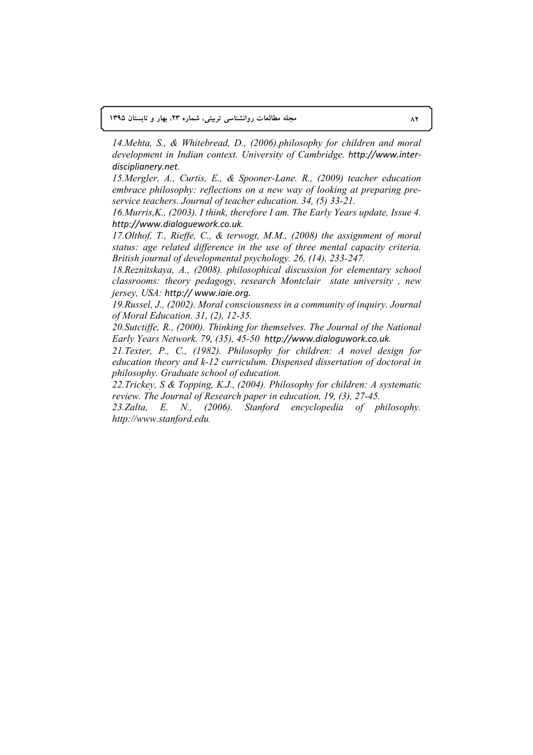*14.Mehta, S., & Whitebread, D., (2006).philosophy for children and moral development in Indian context. University of Cambridge.* http://www.inter-disciplianery.net.

*15.Mergler, A., Curtis, E., & Spooner-Lane. R., (2009) teacher education embrace philosophy: reflections on a new way of looking at preparing pre-service teachers. Journal of teacher education. 34, (5) 33-21.*

*16.Murris,K., (2003). I think, therefore I am. The Early Years update, Issue 4.* http://www.dialoguework.co.uk.

*17.Olthof, T., Rieffe, C., & terwogt, M.M., (2008) the assignment of moral status: age related difference in the use of three mental capacity criteria. British journal of developmental psychology. 26, (14), 233-247.*

*18.Reznitskaya, A., (2008). philosophical discussion for elementary school classrooms: theory pedagogy, research Montclair state university , new jersey, USA:* http:// www.iaie.org.

*19.Russel, J., (2002). Moral consciousness in a community of inquiry. Journal of Moral Education. 31, (2), 12-35.*

*20.Sutctiffe, R., (2000). Thinking for themselves. The Journal of the National Early Years Network. 79, (35), 45-50* http://www.dialoguwork.co.uk.

*21.Texter, P., C., (1982). Philosophy for children: A novel design for education theory and k-12 curriculum. Dispensed dissertation of doctoral in philosophy. Graduate school of education.*

*22.Trickey, S & Topping, K.J., (2004). Philosophy for children: A systematic review. The Journal of Research paper in education, 19, (3), 27-45.*

*23.Zalta, E. N., (2006). Stanford encyclopedia of philosophy. http://www.stanford.edu.*